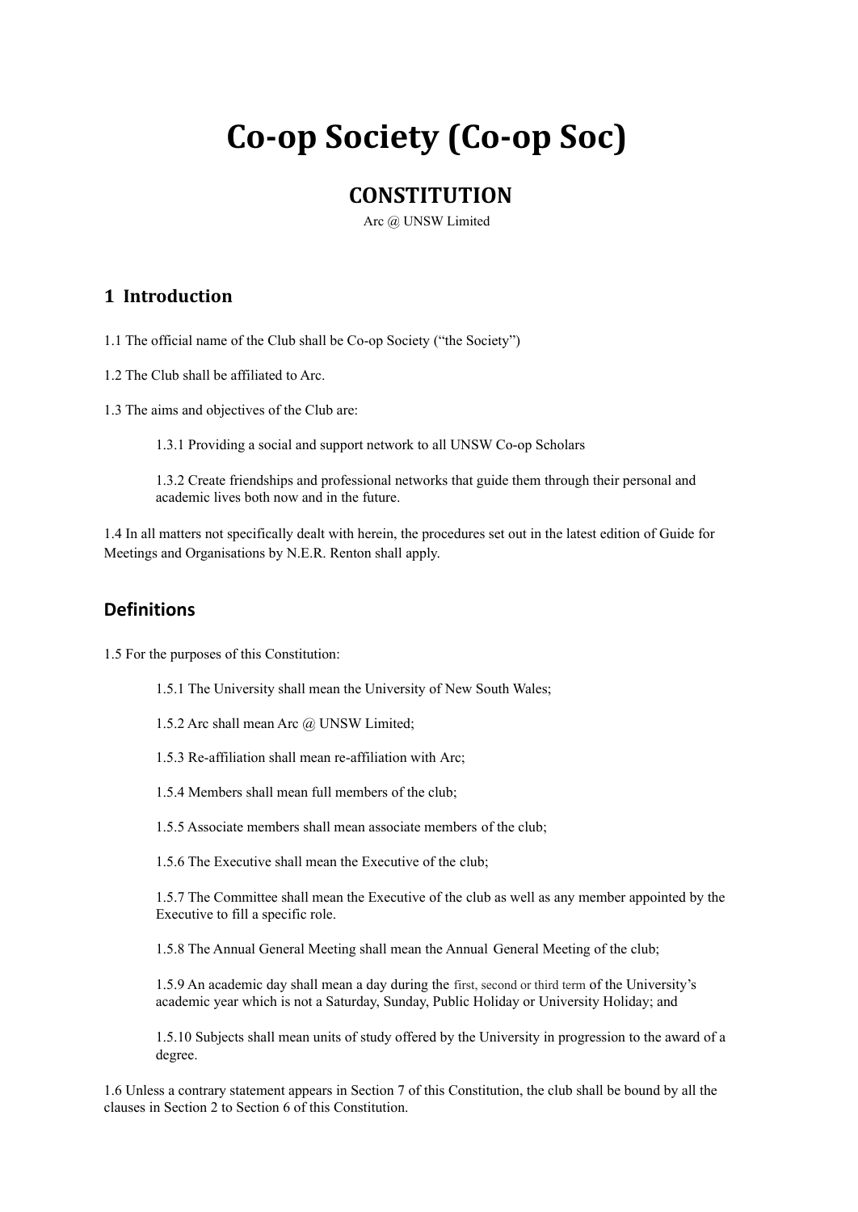# Co-op Society (Co-op Soc)

## CONSTITUTION

Arc @ UNSW Limited

## 1 Introduction

1.1 The official name of the Club shall be Co-op Society ("the Society")

1.2 The Club shall be affiliated to Arc.

1.3 The aims and objectives of the Club are:

> 1.3.1 Providing a social and support network to all UNSW Co-op Scholars
>
> 1.3.2 Create friendships and professional networks that guide them through their personal and academic lives both now and in the future.

1.4 In all matters not specifically dealt with herein, the procedures set out in the latest edition of Guide for Meetings and Organisations by N.E.R. Renton shall apply.

## Definitions

1.5 For the purposes of this Constitution:

> 1.5.1 The University shall mean the University of New South Wales;
>
> 1.5.2 Arc shall mean Arc @ UNSW Limited;
>
> 1.5.3 Re-affiliation shall mean re-affiliation with Arc;
>
> 1.5.4 Members shall mean full members of the club;
>
> 1.5.5 Associate members shall mean associate members of the club;
>
> 1.5.6 The Executive shall mean the Executive of the club;
>
> 1.5.7 The Committee shall mean the Executive of the club as well as any member appointed by the Executive to fill a specific role.
>
> 1.5.8 The Annual General Meeting shall mean the Annual General Meeting of the club;
>
> 1.5.9 An academic day shall mean a day during the first, second or third term of the University's academic year which is not a Saturday, Sunday, Public Holiday or University Holiday; and
>
> 1.5.10 Subjects shall mean units of study offered by the University in progression to the award of a degree.

1.6 Unless a contrary statement appears in Section 7 of this Constitution, the club shall be bound by all the clauses in Section 2 to Section 6 of this Constitution.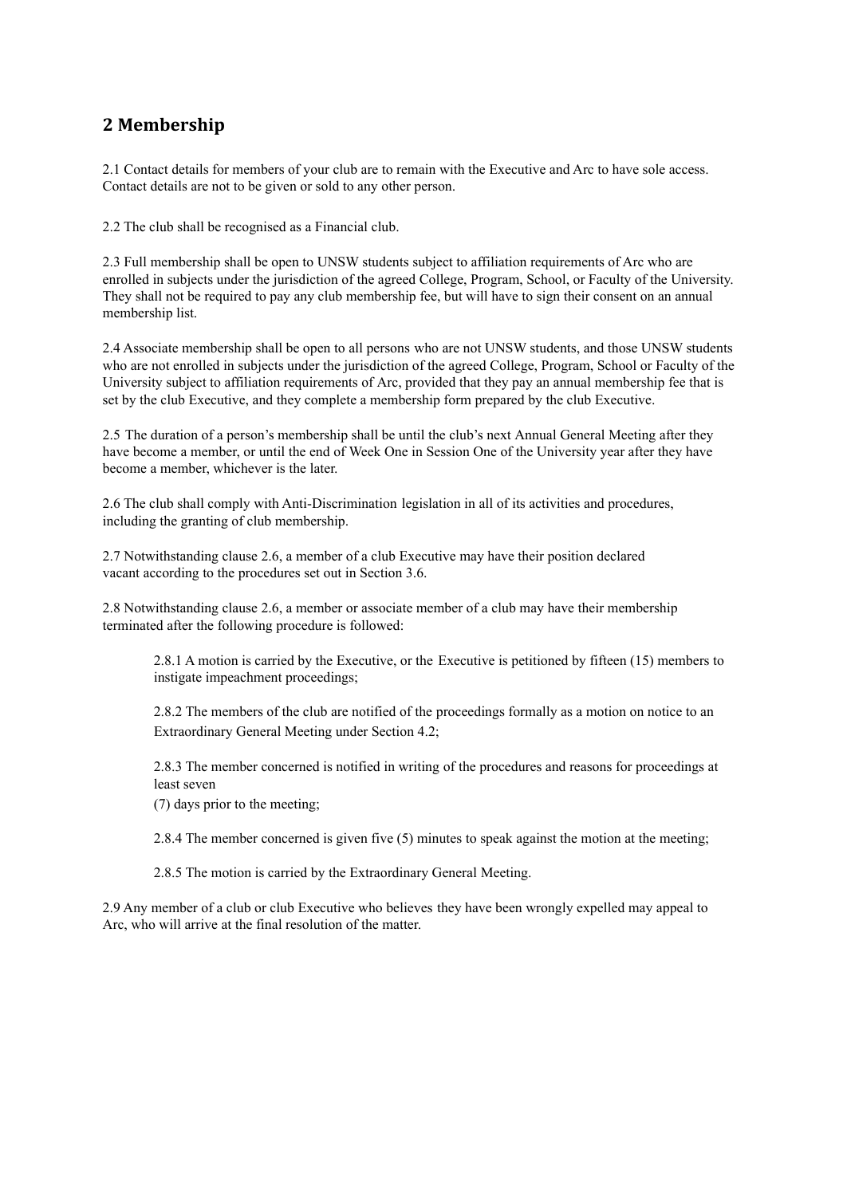## 2 Membership

2.1 Contact details for members of your club are to remain with the Executive and Arc to have sole access. Contact details are not to be given or sold to any other person.

2.2 The club shall be recognised as a Financial club.

2.3 Full membership shall be open to UNSW students subject to affiliation requirements of Arc who are enrolled in subjects under the jurisdiction of the agreed College, Program, School, or Faculty of the University. They shall not be required to pay any club membership fee, but will have to sign their consent on an annual membership list.

2.4 Associate membership shall be open to all persons who are not UNSW students, and those UNSW students who are not enrolled in subjects under the jurisdiction of the agreed College, Program, School or Faculty of the University subject to affiliation requirements of Arc, provided that they pay an annual membership fee that is set by the club Executive, and they complete a membership form prepared by the club Executive.

2.5 The duration of a person's membership shall be until the club's next Annual General Meeting after they have become a member, or until the end of Week One in Session One of the University year after they have become a member, whichever is the later.

2.6 The club shall comply with Anti-Discrimination legislation in all of its activities and procedures, including the granting of club membership.

2.7 Notwithstanding clause 2.6, a member of a club Executive may have their position declared vacant according to the procedures set out in Section 3.6.

2.8 Notwithstanding clause 2.6, a member or associate member of a club may have their membership terminated after the following procedure is followed:

> 2.8.1 A motion is carried by the Executive, or the Executive is petitioned by fifteen (15) members to instigate impeachment proceedings;
>
> 2.8.2 The members of the club are notified of the proceedings formally as a motion on notice to an Extraordinary General Meeting under Section 4.2;
>
> 2.8.3 The member concerned is notified in writing of the procedures and reasons for proceedings at least seven (7) days prior to the meeting;
>
> 2.8.4 The member concerned is given five (5) minutes to speak against the motion at the meeting;
>
> 2.8.5 The motion is carried by the Extraordinary General Meeting.

2.9 Any member of a club or club Executive who believes they have been wrongly expelled may appeal to Arc, who will arrive at the final resolution of the matter.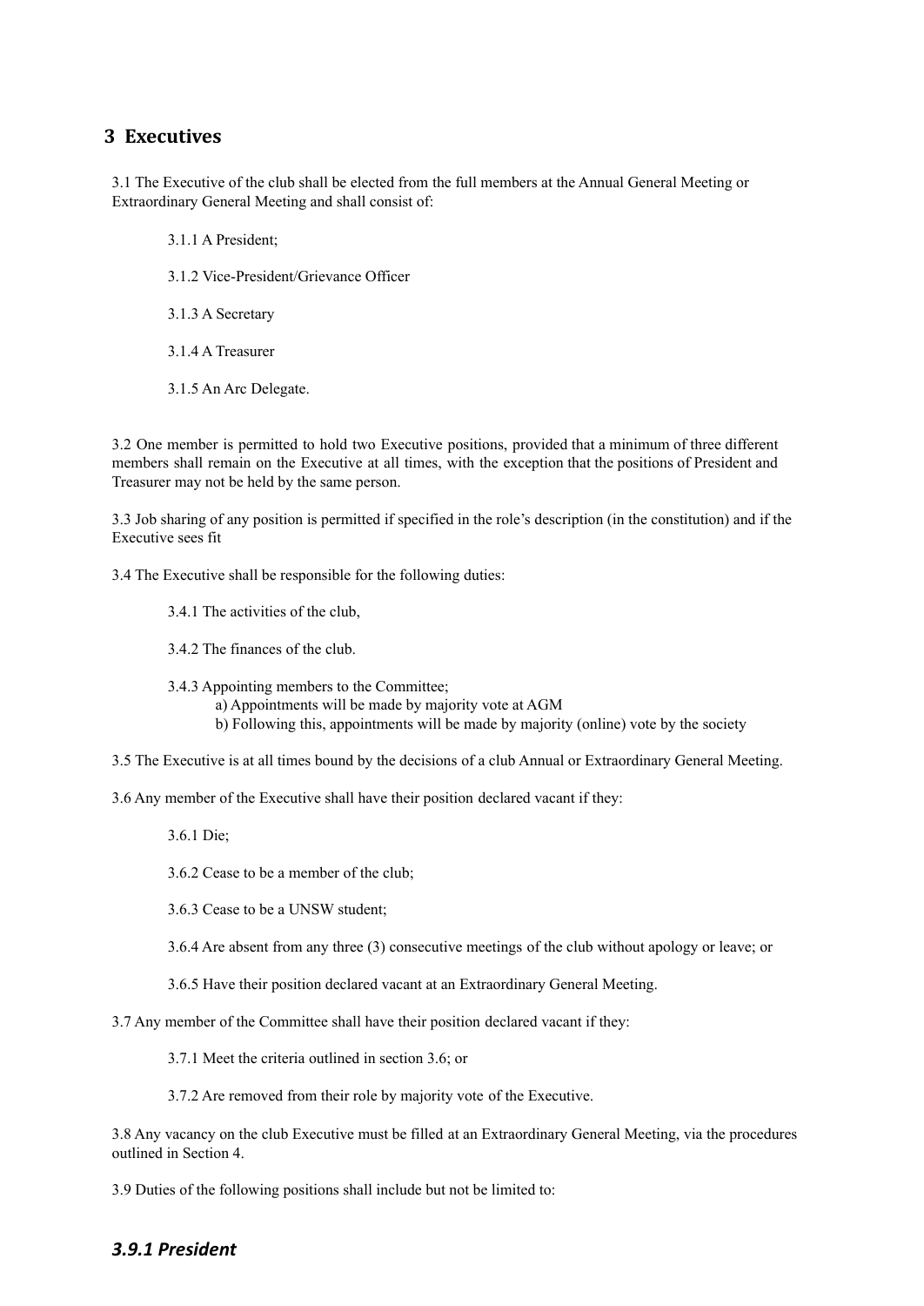## 3 Executives

3.1 The Executive of the club shall be elected from the full members at the Annual General Meeting or Extraordinary General Meeting and shall consist of:

3.1.1 A President;

3.1.2 Vice-President/Grievance Officer

3.1.3 A Secretary

3.1.4 A Treasurer

3.1.5 An Arc Delegate.

3.2 One member is permitted to hold two Executive positions, provided that a minimum of three different members shall remain on the Executive at all times, with the exception that the positions of President and Treasurer may not be held by the same person.

3.3 Job sharing of any position is permitted if specified in the role's description (in the constitution) and if the Executive sees fit

3.4 The Executive shall be responsible for the following duties:

3.4.1 The activities of the club,

3.4.2 The finances of the club.

3.4.3 Appointing members to the Committee;
a) Appointments will be made by majority vote at AGM
b) Following this, appointments will be made by majority (online) vote by the society

3.5 The Executive is at all times bound by the decisions of a club Annual or Extraordinary General Meeting.

3.6 Any member of the Executive shall have their position declared vacant if they:

3.6.1 Die;

3.6.2 Cease to be a member of the club;

3.6.3 Cease to be a UNSW student;

3.6.4 Are absent from any three (3) consecutive meetings of the club without apology or leave; or

3.6.5 Have their position declared vacant at an Extraordinary General Meeting.

3.7 Any member of the Committee shall have their position declared vacant if they:

3.7.1 Meet the criteria outlined in section 3.6; or

3.7.2 Are removed from their role by majority vote of the Executive.

3.8 Any vacancy on the club Executive must be filled at an Extraordinary General Meeting, via the procedures outlined in Section 4.

3.9 Duties of the following positions shall include but not be limited to:

### *3.9.1 President*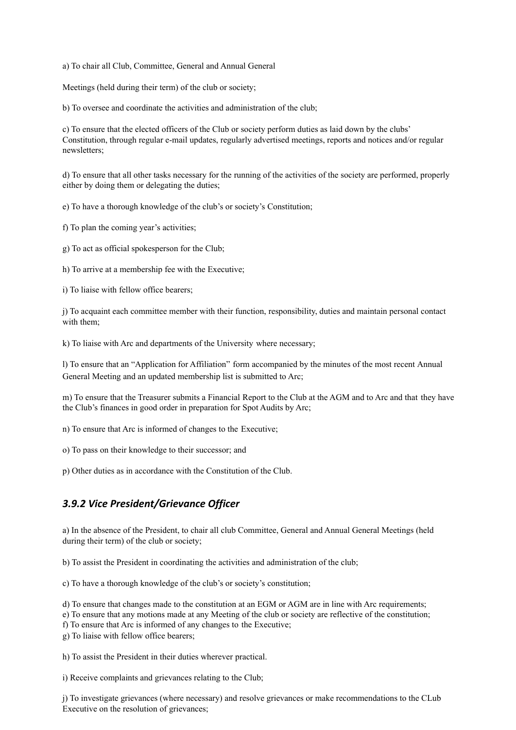a) To chair all Club, Committee, General and Annual General

Meetings (held during their term) of the club or society;

b) To oversee and coordinate the activities and administration of the club;

c) To ensure that the elected officers of the Club or society perform duties as laid down by the clubs' Constitution, through regular e-mail updates, regularly advertised meetings, reports and notices and/or regular newsletters;

d) To ensure that all other tasks necessary for the running of the activities of the society are performed, properly either by doing them or delegating the duties;

e) To have a thorough knowledge of the club's or society's Constitution;

f) To plan the coming year's activities;

g) To act as official spokesperson for the Club;

h) To arrive at a membership fee with the Executive;

i) To liaise with fellow office bearers;

j) To acquaint each committee member with their function, responsibility, duties and maintain personal contact with them;

k) To liaise with Arc and departments of the University where necessary;

l) To ensure that an "Application for Affiliation" form accompanied by the minutes of the most recent Annual General Meeting and an updated membership list is submitted to Arc;

m) To ensure that the Treasurer submits a Financial Report to the Club at the AGM and to Arc and that they have the Club's finances in good order in preparation for Spot Audits by Arc;

n) To ensure that Arc is informed of changes to the Executive;

o) To pass on their knowledge to their successor; and

p) Other duties as in accordance with the Constitution of the Club.

### *3.9.2 Vice President/Grievance Officer*

a) In the absence of the President, to chair all club Committee, General and Annual General Meetings (held during their term) of the club or society;

b) To assist the President in coordinating the activities and administration of the club;

c) To have a thorough knowledge of the club's or society's constitution;

d) To ensure that changes made to the constitution at an EGM or AGM are in line with Arc requirements;
e) To ensure that any motions made at any Meeting of the club or society are reflective of the constitution;
f) To ensure that Arc is informed of any changes to the Executive;
g) To liaise with fellow office bearers;

h) To assist the President in their duties wherever practical.

i) Receive complaints and grievances relating to the Club;

j) To investigate grievances (where necessary) and resolve grievances or make recommendations to the CLub Executive on the resolution of grievances;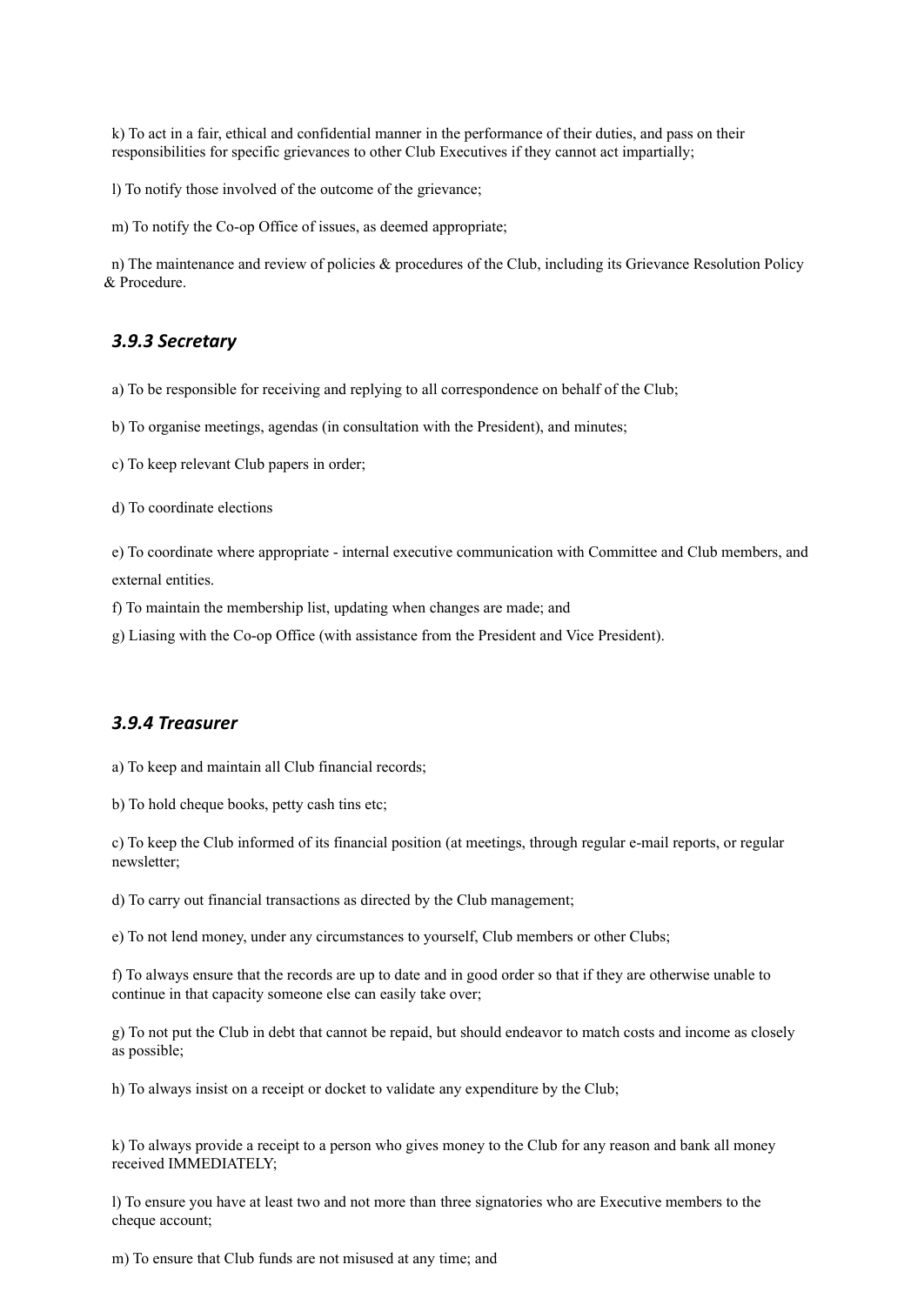k) To act in a fair, ethical and confidential manner in the performance of their duties, and pass on their responsibilities for specific grievances to other Club Executives if they cannot act impartially;

l) To notify those involved of the outcome of the grievance;

m) To notify the Co-op Office of issues, as deemed appropriate;

n) The maintenance and review of policies & procedures of the Club, including its Grievance Resolution Policy & Procedure.

### *3.9.3 Secretary*

a) To be responsible for receiving and replying to all correspondence on behalf of the Club;

b) To organise meetings, agendas (in consultation with the President), and minutes;

c) To keep relevant Club papers in order;

d) To coordinate elections

e) To coordinate where appropriate - internal executive communication with Committee and Club members, and external entities.

f) To maintain the membership list, updating when changes are made; and

g) Liasing with the Co-op Office (with assistance from the President and Vice President).

### *3.9.4 Treasurer*

a) To keep and maintain all Club financial records;

b) To hold cheque books, petty cash tins etc;

c) To keep the Club informed of its financial position (at meetings, through regular e-mail reports, or regular newsletter;

d) To carry out financial transactions as directed by the Club management;

e) To not lend money, under any circumstances to yourself, Club members or other Clubs;

f) To always ensure that the records are up to date and in good order so that if they are otherwise unable to continue in that capacity someone else can easily take over;

g) To not put the Club in debt that cannot be repaid, but should endeavor to match costs and income as closely as possible;

h) To always insist on a receipt or docket to validate any expenditure by the Club;

k) To always provide a receipt to a person who gives money to the Club for any reason and bank all money received IMMEDIATELY;

l) To ensure you have at least two and not more than three signatories who are Executive members to the cheque account;

m) To ensure that Club funds are not misused at any time; and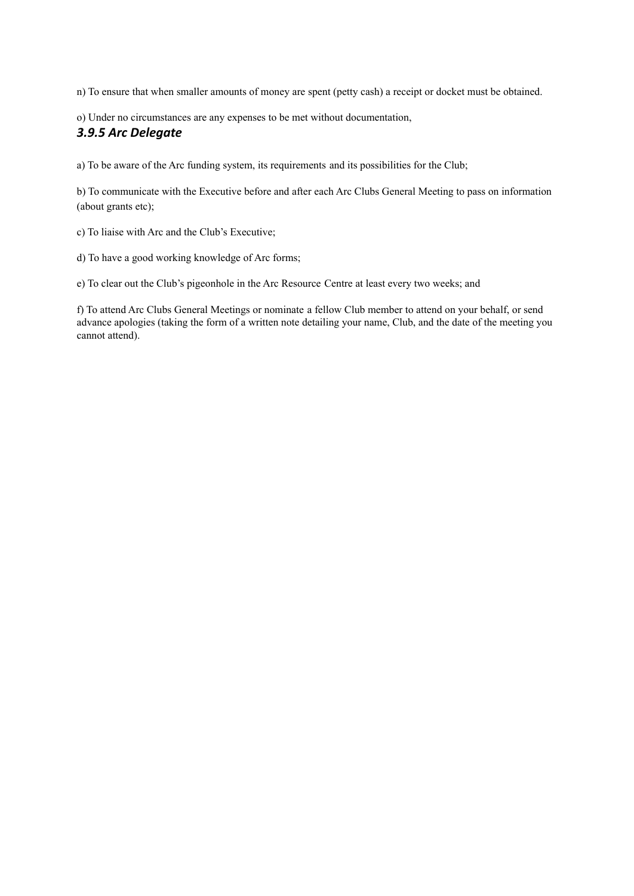n) To ensure that when smaller amounts of money are spent (petty cash) a receipt or docket must be obtained.

o) Under no circumstances are any expenses to be met without documentation,

### *3.9.5 Arc Delegate*

a) To be aware of the Arc funding system, its requirements and its possibilities for the Club;

b) To communicate with the Executive before and after each Arc Clubs General Meeting to pass on information (about grants etc);

c) To liaise with Arc and the Club's Executive;

d) To have a good working knowledge of Arc forms;

e) To clear out the Club's pigeonhole in the Arc Resource Centre at least every two weeks; and

f) To attend Arc Clubs General Meetings or nominate a fellow Club member to attend on your behalf, or send advance apologies (taking the form of a written note detailing your name, Club, and the date of the meeting you cannot attend).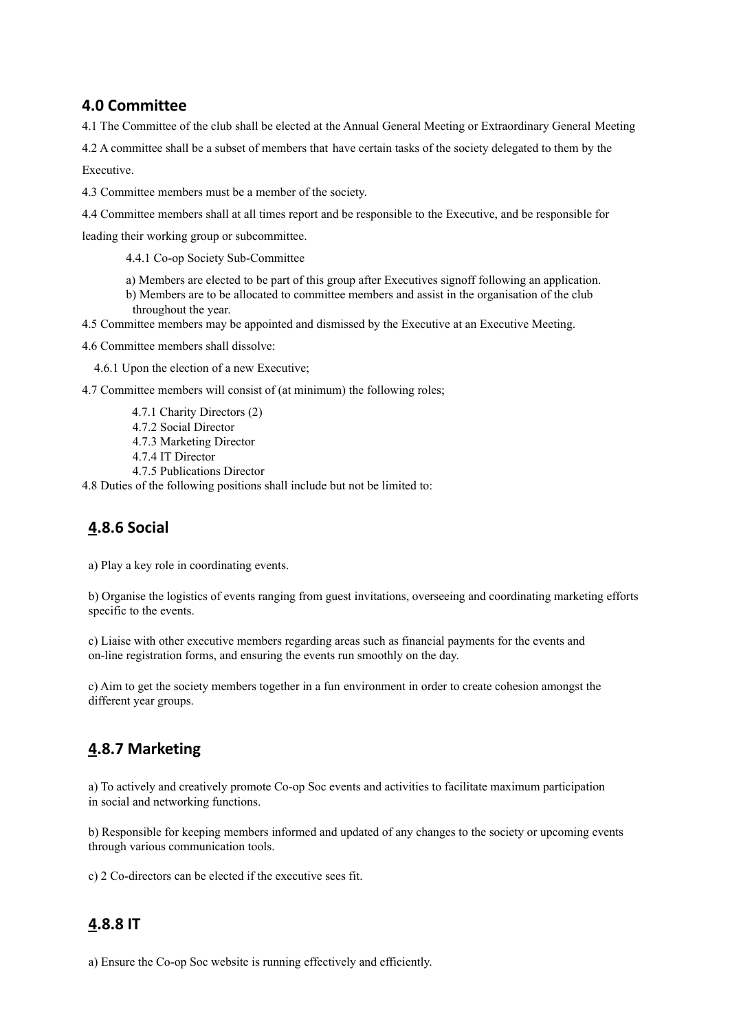## 4.0 Committee

4.1 The Committee of the club shall be elected at the Annual General Meeting or Extraordinary General Meeting

4.2 A committee shall be a subset of members that have certain tasks of the society delegated to them by the Executive.

4.3 Committee members must be a member of the society.

4.4 Committee members shall at all times report and be responsible to the Executive, and be responsible for leading their working group or subcommittee.

4.4.1 Co-op Society Sub-Committee

a) Members are elected to be part of this group after Executives signoff following an application.
b) Members are to be allocated to committee members and assist in the organisation of the club throughout the year.

4.5 Committee members may be appointed and dismissed by the Executive at an Executive Meeting.

4.6 Committee members shall dissolve:

4.6.1 Upon the election of a new Executive;

4.7 Committee members will consist of (at minimum) the following roles;

4.7.1 Charity Directors (2)
4.7.2 Social Director
4.7.3 Marketing Director
4.7.4 IT Director
4.7.5 Publications Director

4.8 Duties of the following positions shall include but not be limited to:

### 4.8.6 Social

a) Play a key role in coordinating events.

b) Organise the logistics of events ranging from guest invitations, overseeing and coordinating marketing efforts specific to the events.

c) Liaise with other executive members regarding areas such as financial payments for the events and on-line registration forms, and ensuring the events run smoothly on the day.

c) Aim to get the society members together in a fun environment in order to create cohesion amongst the different year groups.

### 4.8.7 Marketing

a) To actively and creatively promote Co-op Soc events and activities to facilitate maximum participation in social and networking functions.

b) Responsible for keeping members informed and updated of any changes to the society or upcoming events through various communication tools.

c) 2 Co-directors can be elected if the executive sees fit.

### 4.8.8 IT

a) Ensure the Co-op Soc website is running effectively and efficiently.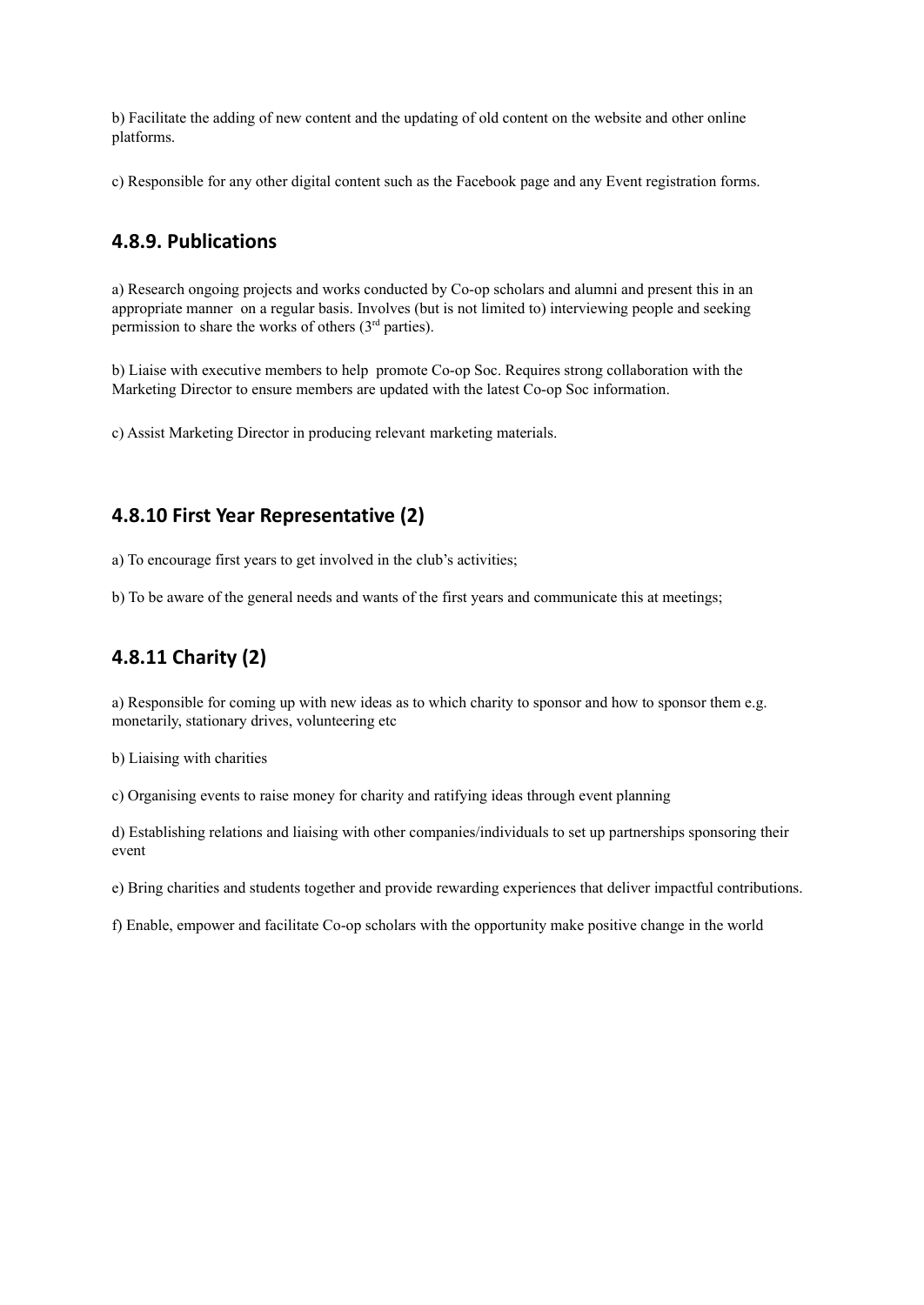b) Facilitate the adding of new content and the updating of old content on the website and other online platforms.

c) Responsible for any other digital content such as the Facebook page and any Event registration forms.

### 4.8.9. Publications

a) Research ongoing projects and works conducted by Co-op scholars and alumni and present this in an appropriate manner on a regular basis. Involves (but is not limited to) interviewing people and seeking permission to share the works of others (3rd parties).

b) Liaise with executive members to help promote Co-op Soc. Requires strong collaboration with the Marketing Director to ensure members are updated with the latest Co-op Soc information.

c) Assist Marketing Director in producing relevant marketing materials.

### 4.8.10 First Year Representative (2)

a) To encourage first years to get involved in the club's activities;

b) To be aware of the general needs and wants of the first years and communicate this at meetings;

### 4.8.11 Charity (2)

a) Responsible for coming up with new ideas as to which charity to sponsor and how to sponsor them e.g. monetarily, stationary drives, volunteering etc

b) Liaising with charities

c) Organising events to raise money for charity and ratifying ideas through event planning

d) Establishing relations and liaising with other companies/individuals to set up partnerships sponsoring their event

e) Bring charities and students together and provide rewarding experiences that deliver impactful contributions.

f) Enable, empower and facilitate Co-op scholars with the opportunity make positive change in the world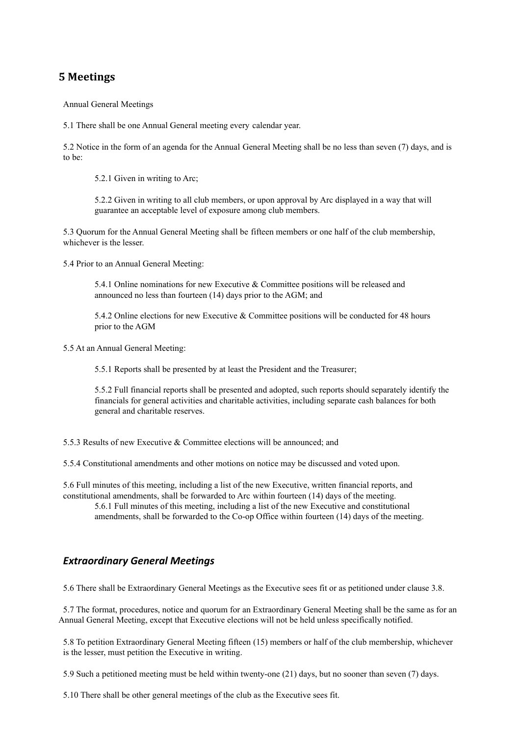## 5 Meetings

Annual General Meetings

5.1 There shall be one Annual General meeting every calendar year.

5.2 Notice in the form of an agenda for the Annual General Meeting shall be no less than seven (7) days, and is to be:

> 5.2.1 Given in writing to Arc;
>
> 5.2.2 Given in writing to all club members, or upon approval by Arc displayed in a way that will guarantee an acceptable level of exposure among club members.

5.3 Quorum for the Annual General Meeting shall be fifteen members or one half of the club membership, whichever is the lesser.

5.4 Prior to an Annual General Meeting:

> 5.4.1 Online nominations for new Executive & Committee positions will be released and announced no less than fourteen (14) days prior to the AGM; and
>
> 5.4.2 Online elections for new Executive & Committee positions will be conducted for 48 hours prior to the AGM

5.5 At an Annual General Meeting:

> 5.5.1 Reports shall be presented by at least the President and the Treasurer;
>
> 5.5.2 Full financial reports shall be presented and adopted, such reports should separately identify the financials for general activities and charitable activities, including separate cash balances for both general and charitable reserves.

5.5.3 Results of new Executive & Committee elections will be announced; and

5.5.4 Constitutional amendments and other motions on notice may be discussed and voted upon.

5.6 Full minutes of this meeting, including a list of the new Executive, written financial reports, and constitutional amendments, shall be forwarded to Arc within fourteen (14) days of the meeting.

> 5.6.1 Full minutes of this meeting, including a list of the new Executive and constitutional amendments, shall be forwarded to the Co-op Office within fourteen (14) days of the meeting.

### *Extraordinary General Meetings*

5.6 There shall be Extraordinary General Meetings as the Executive sees fit or as petitioned under clause 3.8.

5.7 The format, procedures, notice and quorum for an Extraordinary General Meeting shall be the same as for an Annual General Meeting, except that Executive elections will not be held unless specifically notified.

5.8 To petition Extraordinary General Meeting fifteen (15) members or half of the club membership, whichever is the lesser, must petition the Executive in writing.

5.9 Such a petitioned meeting must be held within twenty-one (21) days, but no sooner than seven (7) days.

5.10 There shall be other general meetings of the club as the Executive sees fit.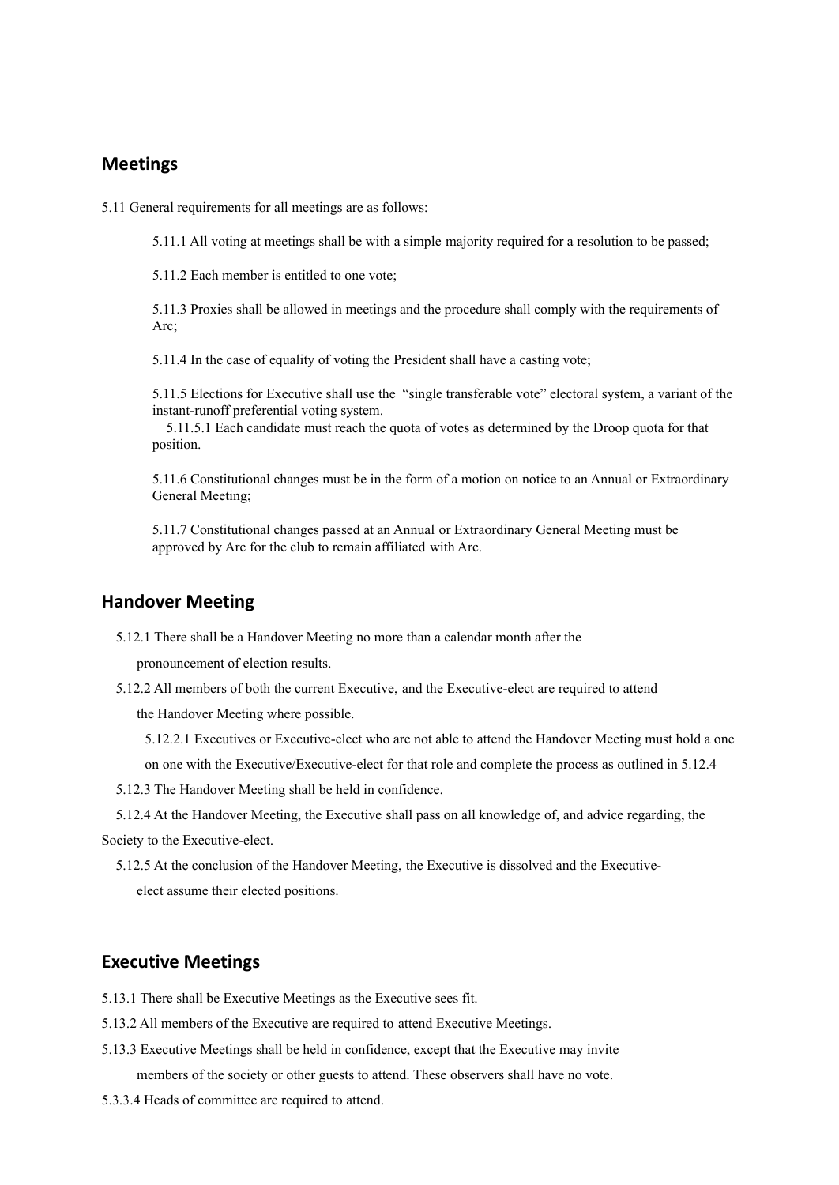## Meetings

5.11 General requirements for all meetings are as follows:

5.11.1 All voting at meetings shall be with a simple majority required for a resolution to be passed;

5.11.2 Each member is entitled to one vote;

5.11.3 Proxies shall be allowed in meetings and the procedure shall comply with the requirements of Arc;

5.11.4 In the case of equality of voting the President shall have a casting vote;

5.11.5 Elections for Executive shall use the "single transferable vote" electoral system, a variant of the instant-runoff preferential voting system.
5.11.5.1 Each candidate must reach the quota of votes as determined by the Droop quota for that position.

5.11.6 Constitutional changes must be in the form of a motion on notice to an Annual or Extraordinary General Meeting;

5.11.7 Constitutional changes passed at an Annual or Extraordinary General Meeting must be approved by Arc for the club to remain affiliated with Arc.

## Handover Meeting

5.12.1 There shall be a Handover Meeting no more than a calendar month after the pronouncement of election results.

5.12.2 All members of both the current Executive, and the Executive-elect are required to attend the Handover Meeting where possible.

5.12.2.1 Executives or Executive-elect who are not able to attend the Handover Meeting must hold a one on one with the Executive/Executive-elect for that role and complete the process as outlined in 5.12.4

5.12.3 The Handover Meeting shall be held in confidence.

5.12.4 At the Handover Meeting, the Executive shall pass on all knowledge of, and advice regarding, the Society to the Executive-elect.

5.12.5 At the conclusion of the Handover Meeting, the Executive is dissolved and the Executive-elect assume their elected positions.

## Executive Meetings

5.13.1 There shall be Executive Meetings as the Executive sees fit.

5.13.2 All members of the Executive are required to attend Executive Meetings.

5.13.3 Executive Meetings shall be held in confidence, except that the Executive may invite members of the society or other guests to attend. These observers shall have no vote.

5.3.3.4 Heads of committee are required to attend.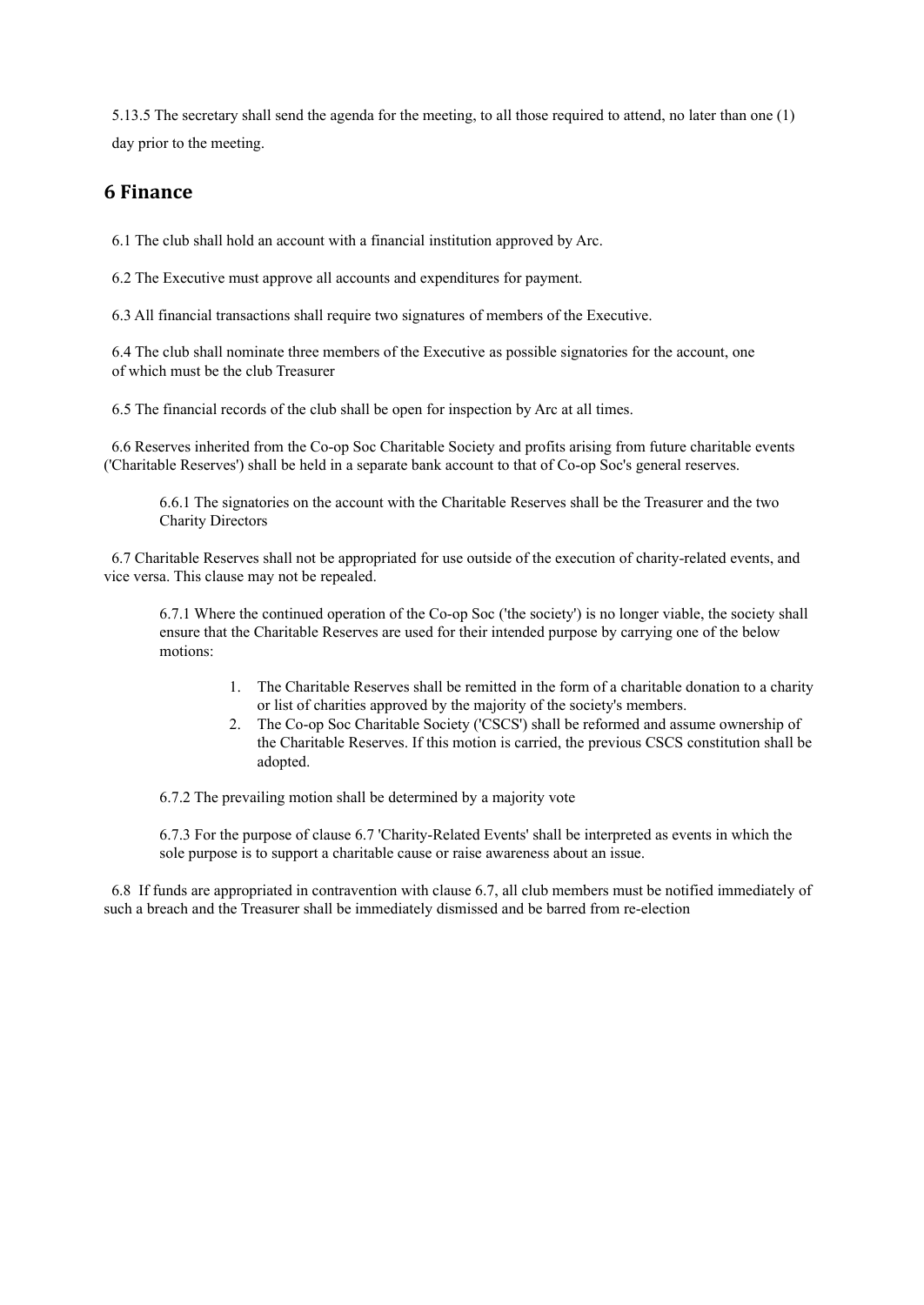5.13.5 The secretary shall send the agenda for the meeting, to all those required to attend, no later than one (1) day prior to the meeting.

## 6 Finance

6.1 The club shall hold an account with a financial institution approved by Arc.

6.2 The Executive must approve all accounts and expenditures for payment.

6.3 All financial transactions shall require two signatures of members of the Executive.

6.4 The club shall nominate three members of the Executive as possible signatories for the account, one of which must be the club Treasurer

6.5 The financial records of the club shall be open for inspection by Arc at all times.

6.6 Reserves inherited from the Co-op Soc Charitable Society and profits arising from future charitable events ('Charitable Reserves') shall be held in a separate bank account to that of Co-op Soc's general reserves.

6.6.1 The signatories on the account with the Charitable Reserves shall be the Treasurer and the two Charity Directors

6.7 Charitable Reserves shall not be appropriated for use outside of the execution of charity-related events, and vice versa. This clause may not be repealed.

6.7.1 Where the continued operation of the Co-op Soc ('the society') is no longer viable, the society shall ensure that the Charitable Reserves are used for their intended purpose by carrying one of the below motions:

1. The Charitable Reserves shall be remitted in the form of a charitable donation to a charity or list of charities approved by the majority of the society's members.
2. The Co-op Soc Charitable Society ('CSCS') shall be reformed and assume ownership of the Charitable Reserves. If this motion is carried, the previous CSCS constitution shall be adopted.

6.7.2 The prevailing motion shall be determined by a majority vote

6.7.3 For the purpose of clause 6.7 'Charity-Related Events' shall be interpreted as events in which the sole purpose is to support a charitable cause or raise awareness about an issue.

6.8 If funds are appropriated in contravention with clause 6.7, all club members must be notified immediately of such a breach and the Treasurer shall be immediately dismissed and be barred from re-election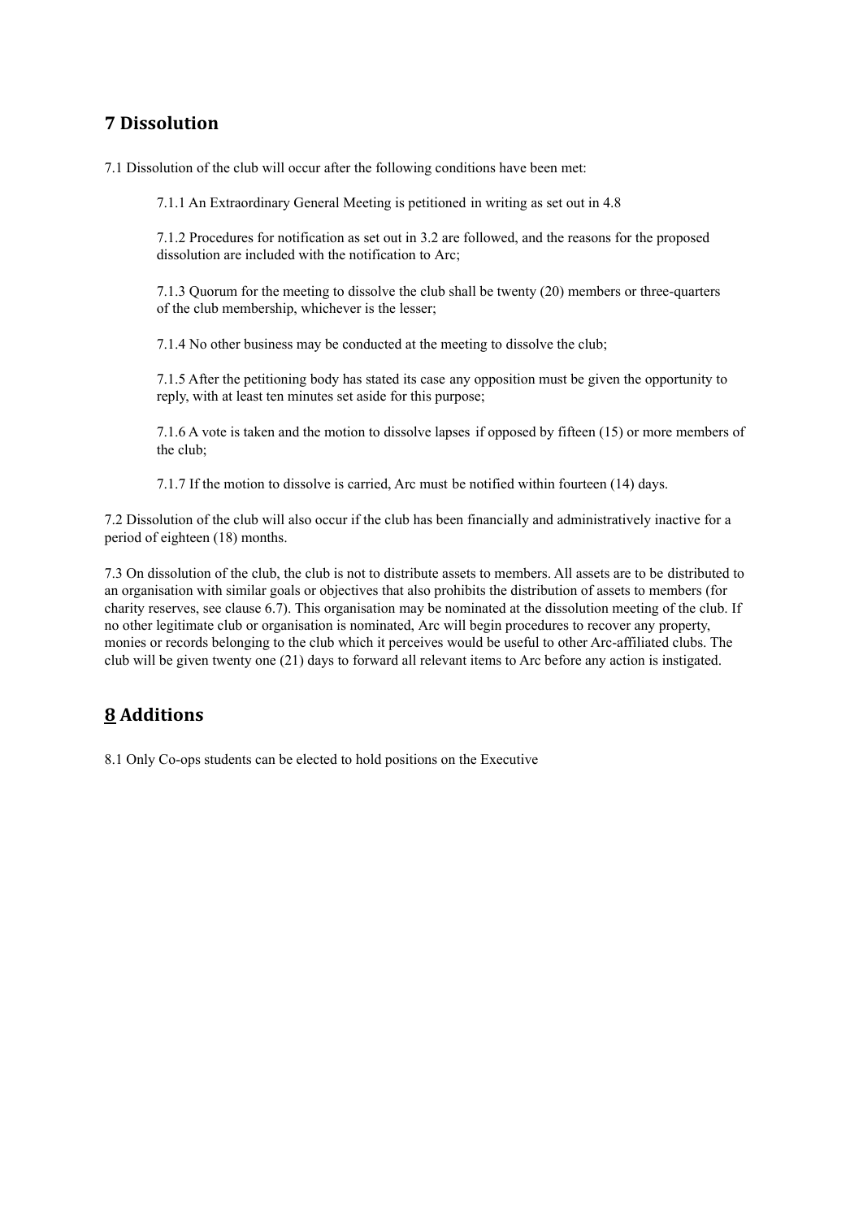## 7 Dissolution

7.1 Dissolution of the club will occur after the following conditions have been met:

7.1.1 An Extraordinary General Meeting is petitioned in writing as set out in 4.8

7.1.2 Procedures for notification as set out in 3.2 are followed, and the reasons for the proposed dissolution are included with the notification to Arc;

7.1.3 Quorum for the meeting to dissolve the club shall be twenty (20) members or three-quarters of the club membership, whichever is the lesser;

7.1.4 No other business may be conducted at the meeting to dissolve the club;

7.1.5 After the petitioning body has stated its case any opposition must be given the opportunity to reply, with at least ten minutes set aside for this purpose;

7.1.6 A vote is taken and the motion to dissolve lapses if opposed by fifteen (15) or more members of the club;

7.1.7 If the motion to dissolve is carried, Arc must be notified within fourteen (14) days.

7.2 Dissolution of the club will also occur if the club has been financially and administratively inactive for a period of eighteen (18) months.

7.3 On dissolution of the club, the club is not to distribute assets to members. All assets are to be distributed to an organisation with similar goals or objectives that also prohibits the distribution of assets to members (for charity reserves, see clause 6.7). This organisation may be nominated at the dissolution meeting of the club. If no other legitimate club or organisation is nominated, Arc will begin procedures to recover any property, monies or records belonging to the club which it perceives would be useful to other Arc-affiliated clubs. The club will be given twenty one (21) days to forward all relevant items to Arc before any action is instigated.

## <u>8</u> Additions

8.1 Only Co-ops students can be elected to hold positions on the Executive